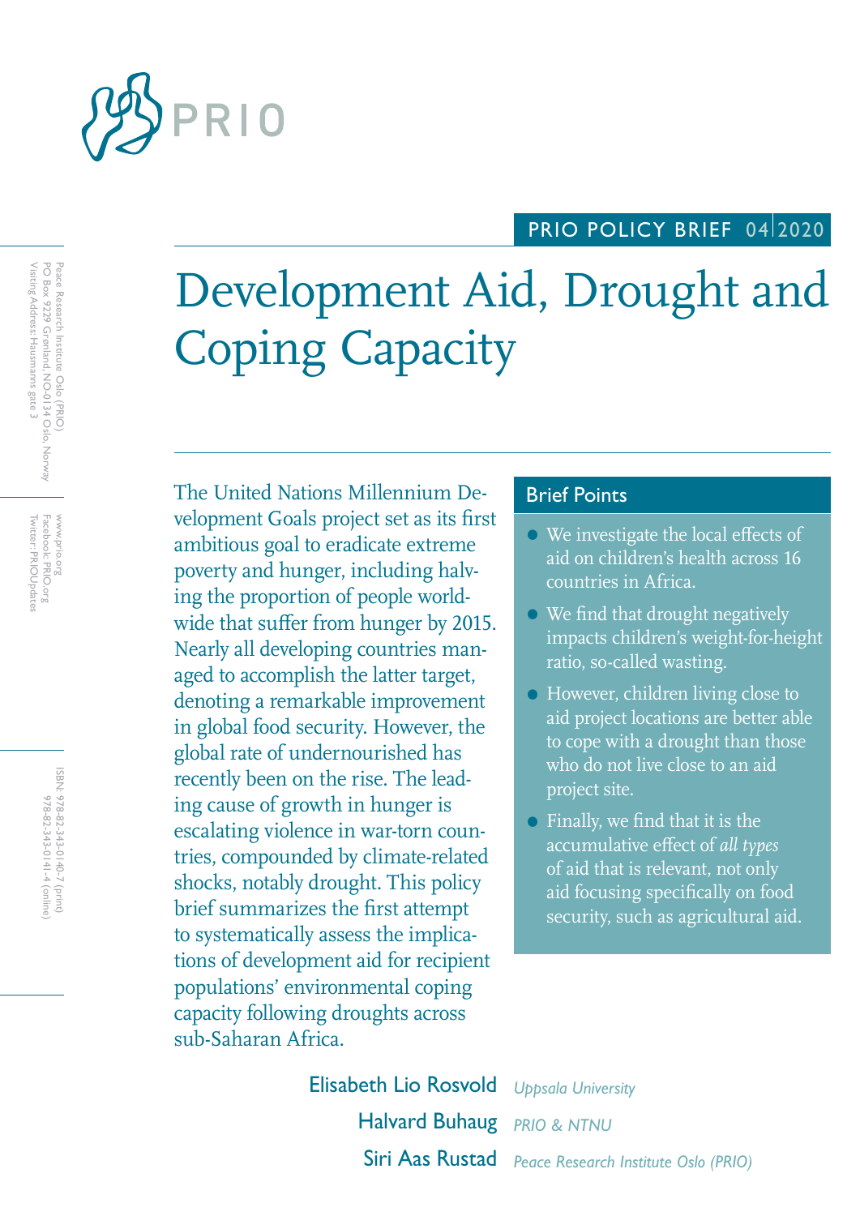PRIO POLICY BRIEF 04 2020

# Development Aid, Drought and Coping Capacity

The United Nations Millennium Development Goals project set as its first ambitious goal to eradicate extreme poverty and hunger, including halving the proportion of people worldwide that suffer from hunger by 2015. Nearly all developing countries managed to accomplish the latter target, denoting a remarkable improvement in global food security. However, the global rate of undernourished has recently been on the rise. The leading cause of growth in hunger is escalating violence in war-torn countries, compounded by climate-related shocks, notably drought. This policy brief summarizes the first attempt to systematically assess the implications of development aid for recipient populations' environmental coping capacity following droughts across sub-Saharan Africa.

## Brief Points

- We investigate the local effects of aid on children's health across 16 countries in Africa.
- We find that drought negatively impacts children's weight-for-height ratio, so-called wasting.
- However, children living close to aid project locations are better able to cope with a drought than those who do not live close to an aid project site.
- Finally, we find that it is the accumulative effect of *all types* of aid that is relevant, not only aid focusing specifically on food security, such as agricultural aid.

Elisabeth Lio Rosvold *Uppsala University*

Halvard Buhaug *PRIO & NTNU*

Siri Aas Rustad *Peace Research Institute Oslo (PRIO)*

Peace Research Institute Oslo (PRIO)
PO Box 9229 Grønland, NO-0134 Oslo, Norway
Visiting Address: Hausmanns gate 3

www.prio.org
Facebook: PRIO.org
Twitter: PRIOUpdates

ISBN: 978-82-343-0140-7 (print)
978-82-343-0141-4 (online)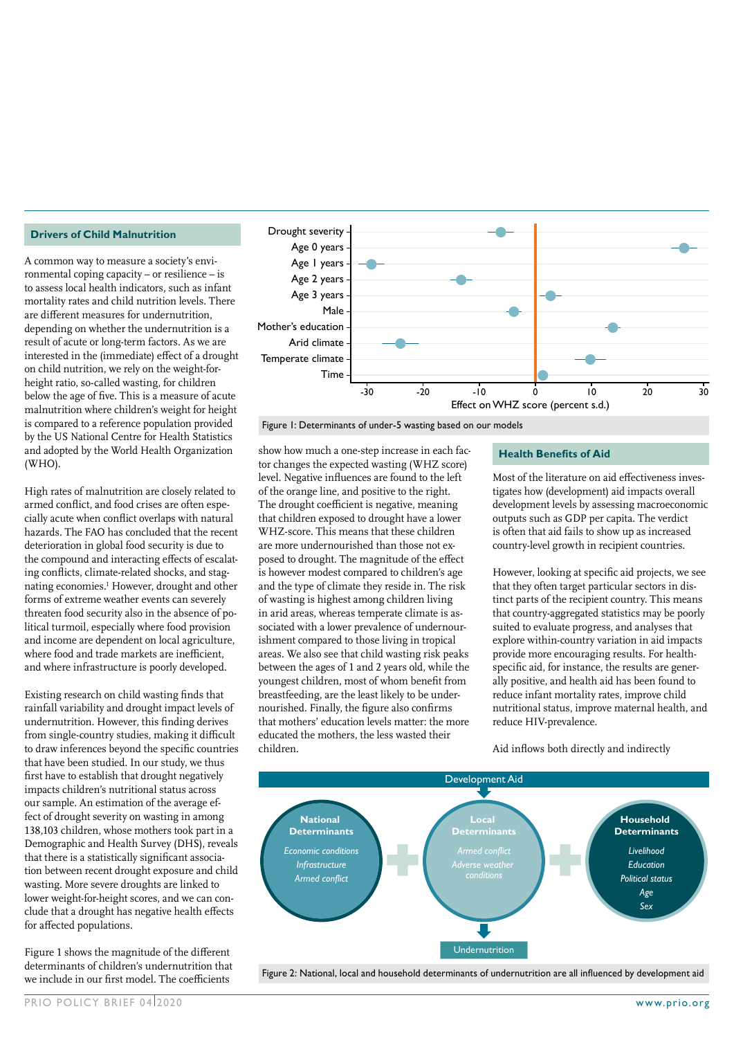## Drivers of Child Malnutrition

A common way to measure a society's environmental coping capacity – or resilience – is to assess local health indicators, such as infant mortality rates and child nutrition levels. There are different measures for undernutrition, depending on whether the undernutrition is a result of acute or long-term factors. As we are interested in the (immediate) effect of a drought on child nutrition, we rely on the weight-for-height ratio, so-called wasting, for children below the age of five. This is a measure of acute malnutrition where children's weight for height is compared to a reference population provided by the US National Centre for Health Statistics and adopted by the World Health Organization (WHO).

High rates of malnutrition are closely related to armed conflict, and food crises are often especially acute when conflict overlaps with natural hazards. The FAO has concluded that the recent deterioration in global food security is due to the compound and interacting effects of escalating conflicts, climate-related shocks, and stagnating economies.[1] However, drought and other forms of extreme weather events can severely threaten food security also in the absence of political turmoil, especially where food provision and income are dependent on local agriculture, where food and trade markets are inefficient, and where infrastructure is poorly developed.

Existing research on child wasting finds that rainfall variability and drought impact levels of undernutrition. However, this finding derives from single-country studies, making it difficult to draw inferences beyond the specific countries that have been studied. In our study, we thus first have to establish that drought negatively impacts children's nutritional status across our sample. An estimation of the average effect of drought severity on wasting in among 138,103 children, whose mothers took part in a Demographic and Health Survey (DHS), reveals that there is a statistically significant association between recent drought exposure and child wasting. More severe droughts are linked to lower weight-for-height scores, and we can conclude that a drought has negative health effects for affected populations.

Figure 1 shows the magnitude of the different determinants of children's undernutrition that we include in our first model. The coefficients show how much a one-step increase in each factor changes the expected wasting (WHZ score) level. Negative influences are found to the left of the orange line, and positive to the right. The drought coefficient is negative, meaning that children exposed to drought have a lower WHZ-score. This means that these children are more undernourished than those not exposed to drought. The magnitude of the effect is however modest compared to children's age and the type of climate they reside in. The risk of wasting is highest among children living in arid areas, whereas temperate climate is associated with a lower prevalence of undernourishment compared to those living in tropical areas. We also see that child wasting risk peaks between the ages of 1 and 2 years old, while the youngest children, most of whom benefit from breastfeeding, are the least likely to be undernourished. Finally, the figure also confirms that mothers' education levels matter: the more educated the mothers, the less wasted their children.

Drought severity
Age 0 years
Age 1 years
Age 2 years
Age 3 years
Male
Mother's education
Arid climate
Temperate climate
Time
-30 -20 -10 0 10 20 30
Effect on WHZ score (percent s.d.)

Figure 1: Determinants of under-5 wasting based on our models

## Health Benefits of Aid

Most of the literature on aid effectiveness investigates how (development) aid impacts overall development levels by assessing macroeconomic outputs such as GDP per capita. The verdict is often that aid fails to show up as increased country-level growth in recipient countries.

However, looking at specific aid projects, we see that they often target particular sectors in distinct parts of the recipient country. This means that country-aggregated statistics may be poorly suited to evaluate progress, and analyses that explore within-country variation in aid impacts provide more encouraging results. For health-specific aid, for instance, the results are generally positive, and health aid has been found to reduce infant mortality rates, improve child nutritional status, improve maternal health, and reduce HIV-prevalence.

Aid inflows both directly and indirectly

Development Aid

National Determinants
Economic conditions
Infrastructure
Armed conflict

Local Determinants
Armed conflict
Adverse weather conditions

Household Determinants
Livelihood
Education
Political status
Age
Sex

Undernutrition

Figure 2: National, local and household determinants of undernutrition are all influenced by development aid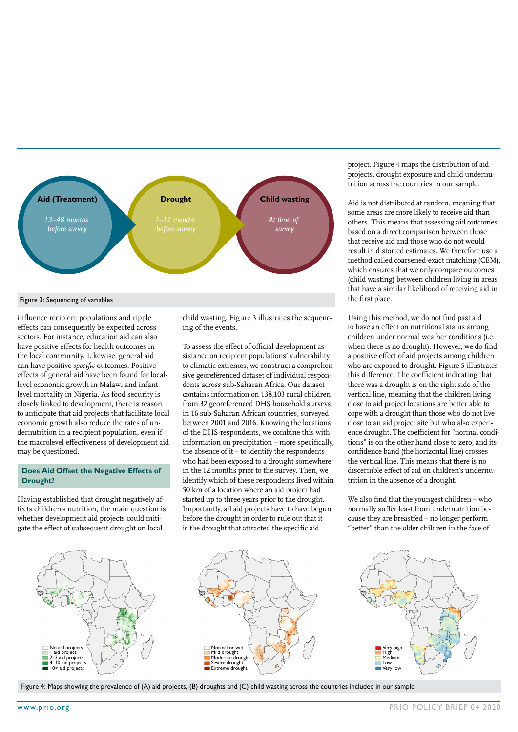Aid (Treatment)

*13–48 months before survey*

Drought

*1–12 months before survey*

Child wasting

*At time of survey*

Figure 3: Sequencing of variables

influence recipient populations and ripple effects can consequently be expected across sectors. For instance, education aid can also have positive effects for health outcomes in the local community. Likewise, general aid can have positive *specific* outcomes. Positive effects of general aid have been found for local-level economic growth in Malawi and infant level mortality in Nigeria. As food security is closely linked to development, there is reason to anticipate that aid projects that facilitate local economic growth also reduce the rates of undernutrition in a recipient population, even if the macrolevel effectiveness of development aid may be questioned.

## Does Aid Offset the Negative Effects of Drought?

Having established that drought negatively affects children's nutrition, the main question is whether development aid projects could mitigate the effect of subsequent drought on local child wasting. Figure 3 illustrates the sequencing of the events.

To assess the effect of official development assistance on recipient populations' vulnerability to climatic extremes, we construct a comprehensive georeferenced dataset of individual respondents across sub-Saharan Africa. Our dataset contains information on 138,103 rural children from 32 georeferenced DHS household surveys in 16 sub-Saharan African countries, surveyed between 2001 and 2016. Knowing the locations of the DHS-respondents, we combine this with information on precipitation – more specifically, the absence of it – to identify the respondents who had been exposed to a drought somewhere in the 12 months prior to the survey. Then, we identify which of these respondents lived within 50 km of a location where an aid project had started up to three years prior to the drought. Importantly, all aid projects have to have begun before the drought in order to rule out that it is the drought that attracted the specific aid project. Figure 4 maps the distribution of aid projects, drought exposure and child undernutrition across the countries in our sample.

Aid is not distributed at random, meaning that some areas are more likely to receive aid than others. This means that assessing aid outcomes based on a direct comparison between those that receive aid and those who do not would result in distorted estimates. We therefore use a method called coarsened-exact matching (CEM), which ensures that we only compare outcomes (child wasting) between children living in areas that have a similar likelihood of receiving aid in the first place.

Using this method, we do not find past aid to have an effect on nutritional status among children under normal weather conditions (i.e. when there is no drought). However, we do find a positive effect of aid projects among children who are exposed to drought. Figure 5 illustrates this difference. The coefficient indicating that there was a drought is on the right side of the vertical line, meaning that the children living close to aid project locations are better able to cope with a drought than those who do not live close to an aid project site but who also experience drought. The coefficient for "normal conditions" is on the other hand close to zero, and its confidence band (the horizontal line) crosses the vertical line. This means that there is no discernible effect of aid on children's undernutrition in the absence of a drought.

We also find that the youngest children – who normally suffer least from undernutrition because they are breastfed – no longer perform "better" than the older children in the face of

No aid projects
1 aid project
2–3 aid projects
4–10 aid projects
10> aid projects

Normal or wet
Mild drought
Moderate drought
Severe drought
Extreme drought

Very high
High
Medium
Low
Very low

Figure 4: Maps showing the prevalence of (A) aid projects, (B) droughts and (C) child wasting across the countries included in our sample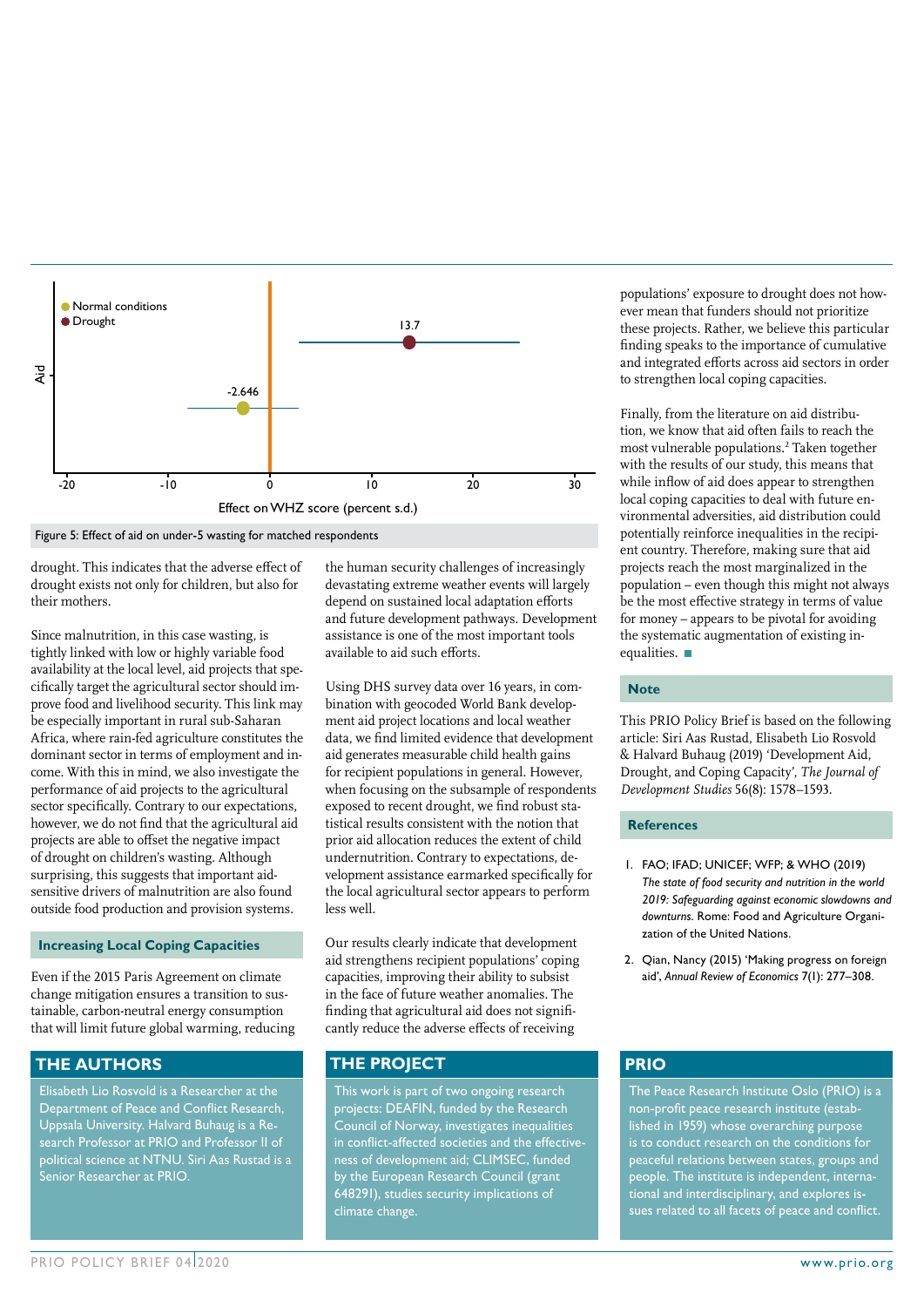Normal conditions
Drought
Aid
13.7
-2.646
-20
-10
0
10
20
30
Effect on WHZ score (percent s.d.)

Figure 5: Effect of aid on under-5 wasting for matched respondents

drought. This indicates that the adverse effect of drought exists not only for children, but also for their mothers.

Since malnutrition, in this case wasting, is tightly linked with low or highly variable food availability at the local level, aid projects that specifically target the agricultural sector should improve food and livelihood security. This link may be especially important in rural sub-Saharan Africa, where rain-fed agriculture constitutes the dominant sector in terms of employment and income. With this in mind, we also investigate the performance of aid projects to the agricultural sector specifically. Contrary to our expectations, however, we do not find that the agricultural aid projects are able to offset the negative impact of drought on children's wasting. Although surprising, this suggests that important aid-sensitive drivers of malnutrition are also found outside food production and provision systems.

## Increasing Local Coping Capacities

Even if the 2015 Paris Agreement on climate change mitigation ensures a transition to sustainable, carbon-neutral energy consumption that will limit future global warming, reducing the human security challenges of increasingly devastating extreme weather events will largely depend on sustained local adaptation efforts and future development pathways. Development assistance is one of the most important tools available to aid such efforts.

Using DHS survey data over 16 years, in combination with geocoded World Bank development aid project locations and local weather data, we find limited evidence that development aid generates measurable child health gains for recipient populations in general. However, when focusing on the subsample of respondents exposed to recent drought, we find robust statistical results consistent with the notion that prior aid allocation reduces the extent of child undernutrition. Contrary to expectations, development assistance earmarked specifically for the local agricultural sector appears to perform less well.

Our results clearly indicate that development aid strengthens recipient populations' coping capacities, improving their ability to subsist in the face of future weather anomalies. The finding that agricultural aid does not significantly reduce the adverse effects of receiving populations' exposure to drought does not however mean that funders should not prioritize these projects. Rather, we believe this particular finding speaks to the importance of cumulative and integrated efforts across aid sectors in order to strengthen local coping capacities.

Finally, from the literature on aid distribution, we know that aid often fails to reach the most vulnerable populations.[2] Taken together with the results of our study, this means that while inflow of aid does appear to strengthen local coping capacities to deal with future environmental adversities, aid distribution could potentially reinforce inequalities in the recipient country. Therefore, making sure that aid projects reach the most marginalized in the population – even though this might not always be the most effective strategy in terms of value for money – appears to be pivotal for avoiding the systematic augmentation of existing inequalities. ■

## Note

This PRIO Policy Brief is based on the following article: Siri Aas Rustad, Elisabeth Lio Rosvold & Halvard Buhaug (2019) 'Development Aid, Drought, and Coping Capacity', *The Journal of Development Studies* 56(8): 1578–1593.

## References

1. FAO; IFAD; UNICEF; WFP; & WHO (2019) *The state of food security and nutrition in the world 2019: Safeguarding against economic slowdowns and downturns.* Rome: Food and Agriculture Organization of the United Nations.
2. Qian, Nancy (2015) 'Making progress on foreign aid', *Annual Review of Economics* 7(1): 277–308.

## THE AUTHORS

Elisabeth Lio Rosvold is a Researcher at the Department of Peace and Conflict Research, Uppsala University. Halvard Buhaug is a Research Professor at PRIO and Professor II of political science at NTNU. Siri Aas Rustad is a Senior Researcher at PRIO.

## THE PROJECT

This work is part of two ongoing research projects: DEAFIN, funded by the Research Council of Norway, investigates inequalities in conflict-affected societies and the effectiveness of development aid; CLIMSEC, funded by the European Research Council (grant 648291), studies security implications of climate change.

## PRIO

The Peace Research Institute Oslo (PRIO) is a non-profit peace research institute (established in 1959) whose overarching purpose is to conduct research on the conditions for peaceful relations between states, groups and people. The institute is independent, international and interdisciplinary, and explores issues related to all facets of peace and conflict.